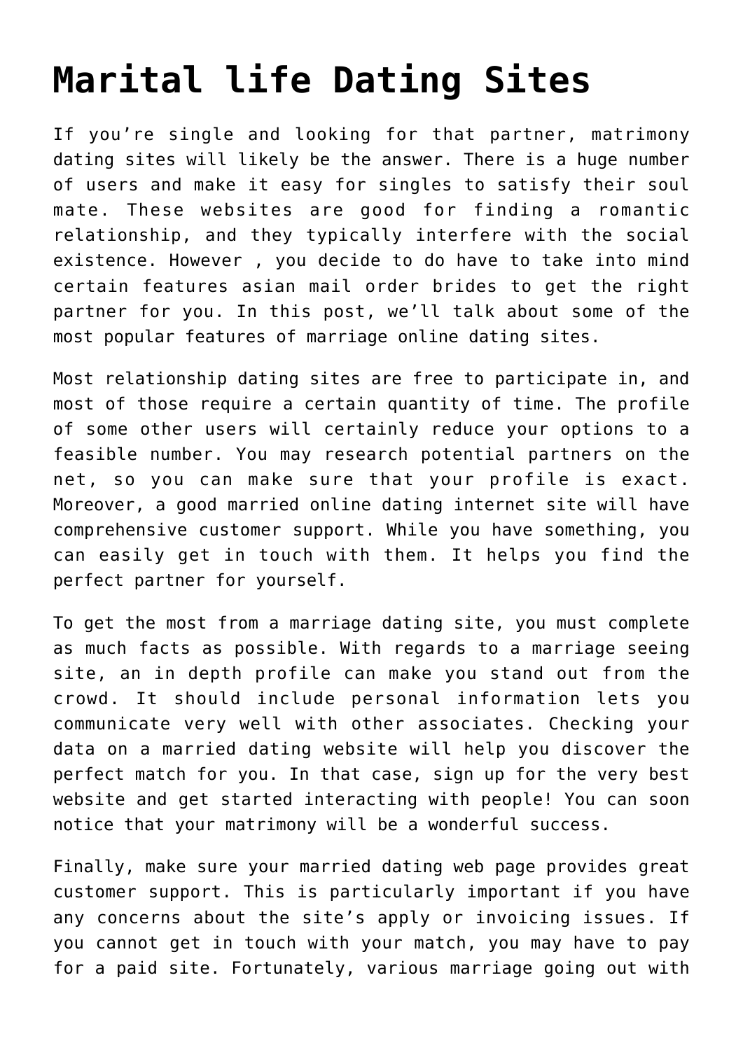# Marital life Dating Sites

If you're single and looking for that partner, matrimony dating sites will likely be the answer. There is a huge number of users and make it easy for singles to satisfy their soul mate. These websites are good for finding a romantic relationship, and they typically interfere with the social existence. However , you decide to do have to take into mind certain features asian mail order brides to get the right partner for you. In this post, we'll talk about some of the most popular features of marriage online dating sites.

Most relationship dating sites are free to participate in, and most of those require a certain quantity of time. The profile of some other users will certainly reduce your options to a feasible number. You may research potential partners on the net, so you can make sure that your profile is exact. Moreover, a good married online dating internet site will have comprehensive customer support. While you have something, you can easily get in touch with them. It helps you find the perfect partner for yourself.

To get the most from a marriage dating site, you must complete as much facts as possible. With regards to a marriage seeing site, an in depth profile can make you stand out from the crowd. It should include personal information lets you communicate very well with other associates. Checking your data on a married dating website will help you discover the perfect match for you. In that case, sign up for the very best website and get started interacting with people! You can soon notice that your matrimony will be a wonderful success.

Finally, make sure your married dating web page provides great customer support. This is particularly important if you have any concerns about the site's apply or invoicing issues. If you cannot get in touch with your match, you may have to pay for a paid site. Fortunately, various marriage going out with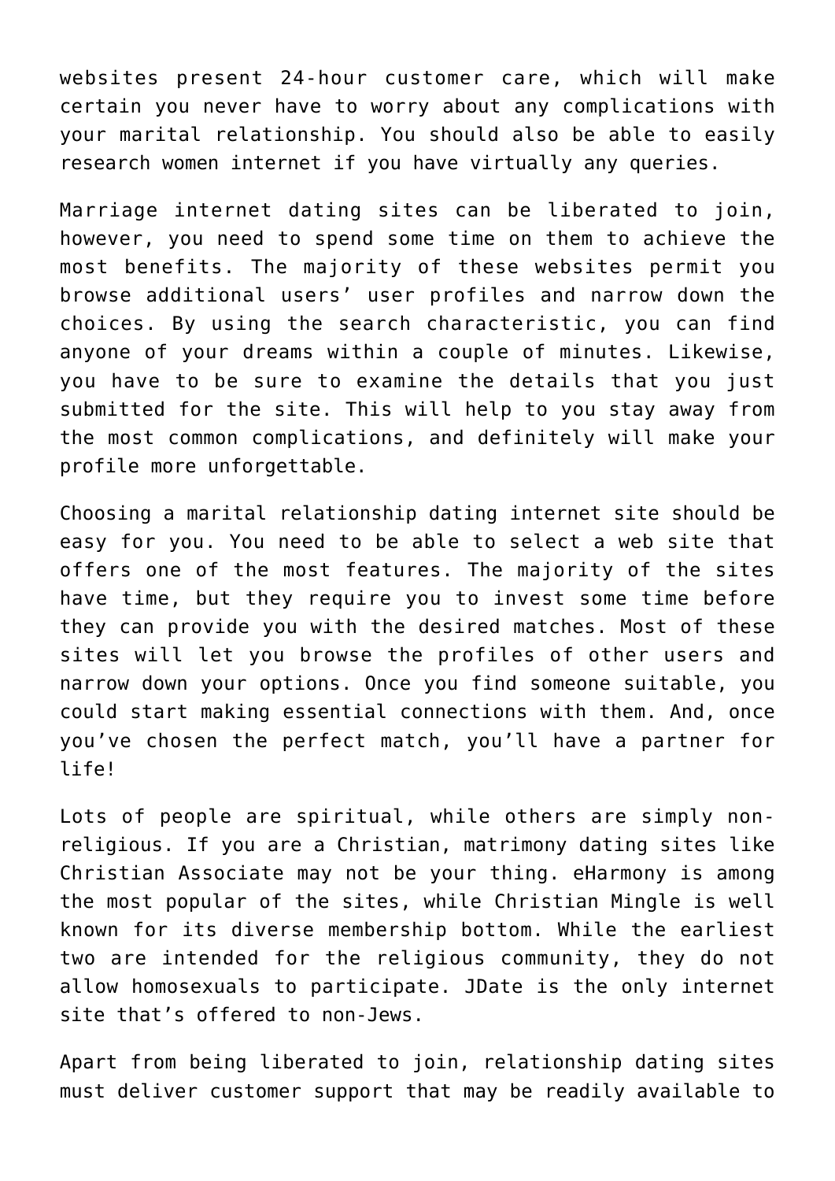websites present 24-hour customer care, which will make certain you never have to worry about any complications with your marital relationship. You should also be able to easily research women internet if you have virtually any queries.

Marriage internet dating sites can be liberated to join, however, you need to spend some time on them to achieve the most benefits. The majority of these websites permit you browse additional users' user profiles and narrow down the choices. By using the search characteristic, you can find anyone of your dreams within a couple of minutes. Likewise, you have to be sure to examine the details that you just submitted for the site. This will help to you stay away from the most common complications, and definitely will make your profile more unforgettable.

Choosing a marital relationship dating internet site should be easy for you. You need to be able to select a web site that offers one of the most features. The majority of the sites have time, but they require you to invest some time before they can provide you with the desired matches. Most of these sites will let you browse the profiles of other users and narrow down your options. Once you find someone suitable, you could start making essential connections with them. And, once you've chosen the perfect match, you'll have a partner for life!

Lots of people are spiritual, while others are simply non-religious. If you are a Christian, matrimony dating sites like Christian Associate may not be your thing. eHarmony is among the most popular of the sites, while Christian Mingle is well known for its diverse membership bottom. While the earliest two are intended for the religious community, they do not allow homosexuals to participate. JDate is the only internet site that's offered to non-Jews.

Apart from being liberated to join, relationship dating sites must deliver customer support that may be readily available to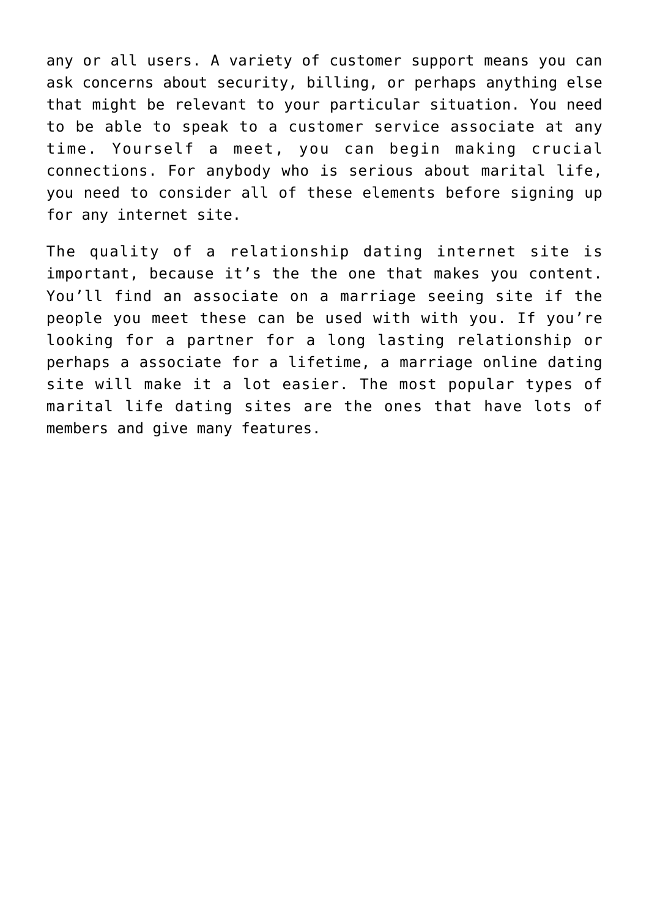any or all users. A variety of customer support means you can ask concerns about security, billing, or perhaps anything else that might be relevant to your particular situation. You need to be able to speak to a customer service associate at any time. Yourself a meet, you can begin making crucial connections. For anybody who is serious about marital life, you need to consider all of these elements before signing up for any internet site.

The quality of a relationship dating internet site is important, because it's the the one that makes you content. You'll find an associate on a marriage seeing site if the people you meet these can be used with with you. If you're looking for a partner for a long lasting relationship or perhaps a associate for a lifetime, a marriage online dating site will make it a lot easier. The most popular types of marital life dating sites are the ones that have lots of members and give many features.